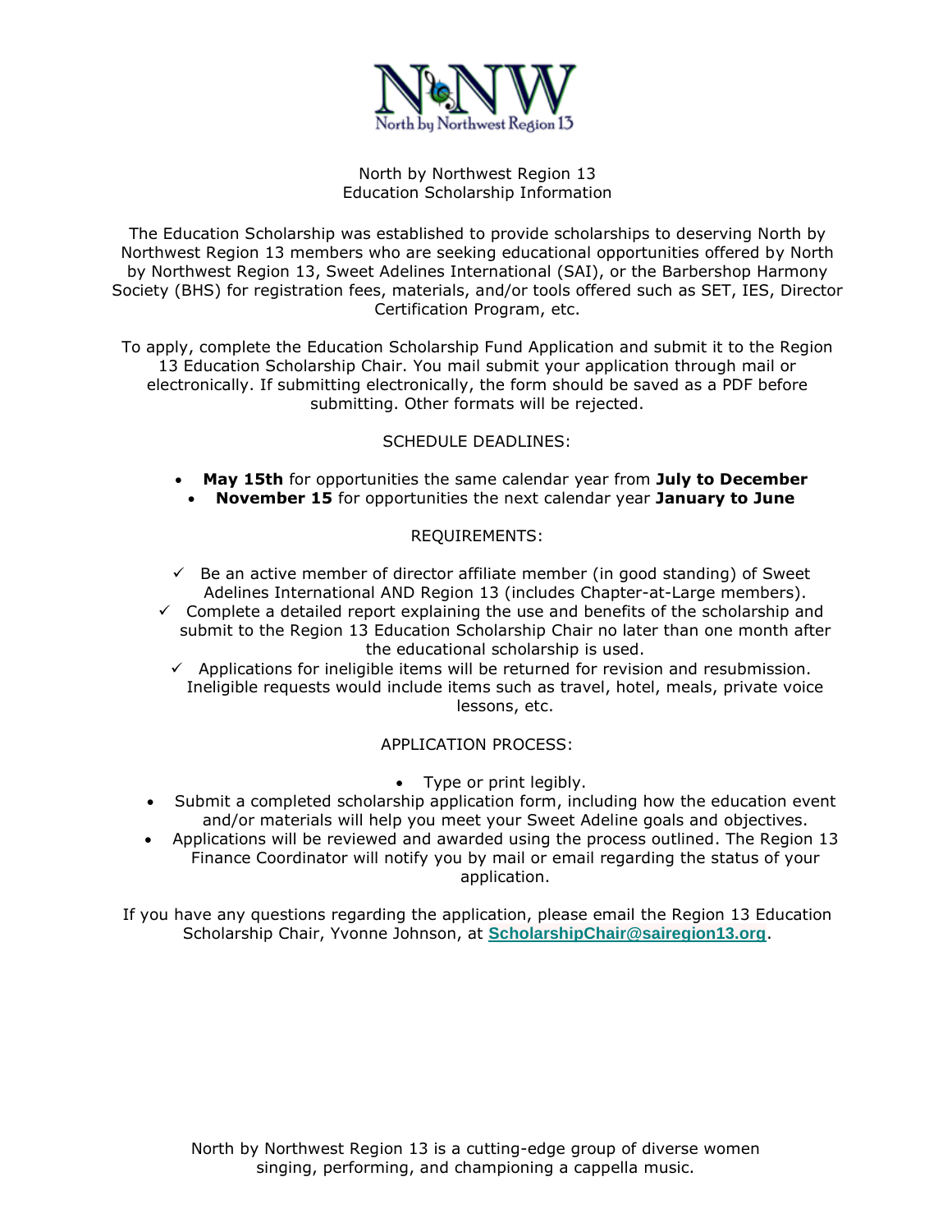# North by Northwest Region 13
## Education Scholarship Information

The Education Scholarship was established to provide scholarships to deserving North by Northwest Region 13 members who are seeking educational opportunities offered by North by Northwest Region 13, Sweet Adelines International (SAI), or the Barbershop Harmony Society (BHS) for registration fees, materials, and/or tools offered such as SET, IES, Director Certification Program, etc.

To apply, complete the Education Scholarship Fund Application and submit it to the Region 13 Education Scholarship Chair. You mail submit your application through mail or electronically. If submitting electronically, the form should be saved as a PDF before submitting. Other formats will be rejected.

### SCHEDULE DEADLINES:

- **May 15th** for opportunities the same calendar year from **July to December**
- **November 15** for opportunities the next calendar year **January to June**

### REQUIREMENTS:

- ✓ Be an active member of director affiliate member (in good standing) of Sweet Adelines International AND Region 13 (includes Chapter-at-Large members).
- ✓ Complete a detailed report explaining the use and benefits of the scholarship and submit to the Region 13 Education Scholarship Chair no later than one month after the educational scholarship is used.
- ✓ Applications for ineligible items will be returned for revision and resubmission. Ineligible requests would include items such as travel, hotel, meals, private voice lessons, etc.

### APPLICATION PROCESS:

- Type or print legibly.
- Submit a completed scholarship application form, including how the education event and/or materials will help you meet your Sweet Adeline goals and objectives.
- Applications will be reviewed and awarded using the process outlined. The Region 13 Finance Coordinator will notify you by mail or email regarding the status of your application.

If you have any questions regarding the application, please email the Region 13 Education Scholarship Chair, Yvonne Johnson, at **ScholarshipChair@sairegion13.org**.

North by Northwest Region 13 is a cutting-edge group of diverse women singing, performing, and championing a cappella music.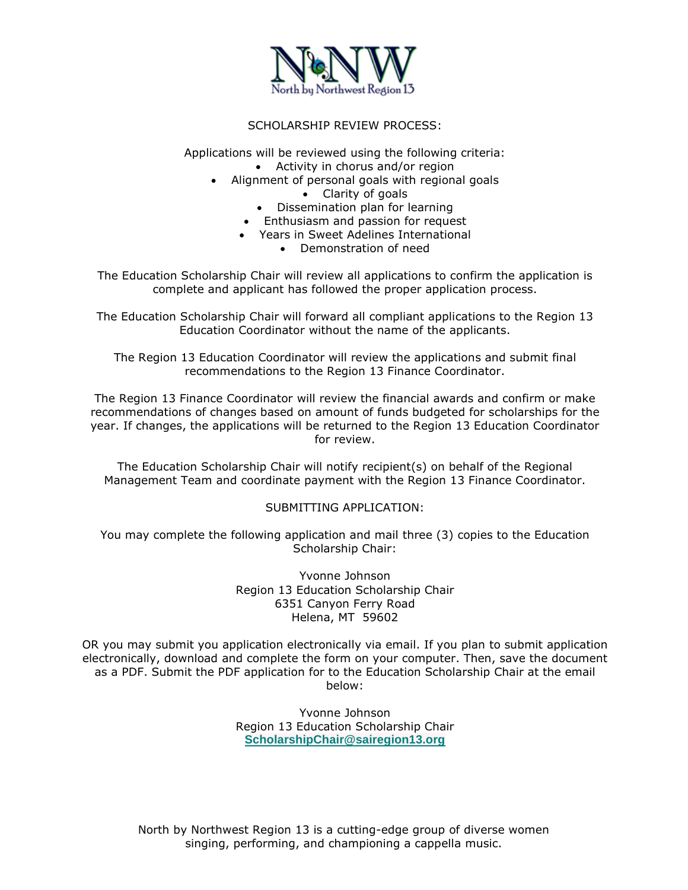## SCHOLARSHIP REVIEW PROCESS:

Applications will be reviewed using the following criteria:

- Activity in chorus and/or region
- Alignment of personal goals with regional goals
- Clarity of goals
- Dissemination plan for learning
- Enthusiasm and passion for request
- Years in Sweet Adelines International
- Demonstration of need

The Education Scholarship Chair will review all applications to confirm the application is complete and applicant has followed the proper application process.

The Education Scholarship Chair will forward all compliant applications to the Region 13 Education Coordinator without the name of the applicants.

The Region 13 Education Coordinator will review the applications and submit final recommendations to the Region 13 Finance Coordinator.

The Region 13 Finance Coordinator will review the financial awards and confirm or make recommendations of changes based on amount of funds budgeted for scholarships for the year. If changes, the applications will be returned to the Region 13 Education Coordinator for review.

The Education Scholarship Chair will notify recipient(s) on behalf of the Regional Management Team and coordinate payment with the Region 13 Finance Coordinator.

## SUBMITTING APPLICATION:

You may complete the following application and mail three (3) copies to the Education Scholarship Chair:

Yvonne Johnson
Region 13 Education Scholarship Chair
6351 Canyon Ferry Road
Helena, MT 59602

OR you may submit you application electronically via email. If you plan to submit application electronically, download and complete the form on your computer. Then, save the document as a PDF. Submit the PDF application for to the Education Scholarship Chair at the email below:

Yvonne Johnson
Region 13 Education Scholarship Chair
**ScholarshipChair@sairegion13.org**

North by Northwest Region 13 is a cutting-edge group of diverse women singing, performing, and championing a cappella music.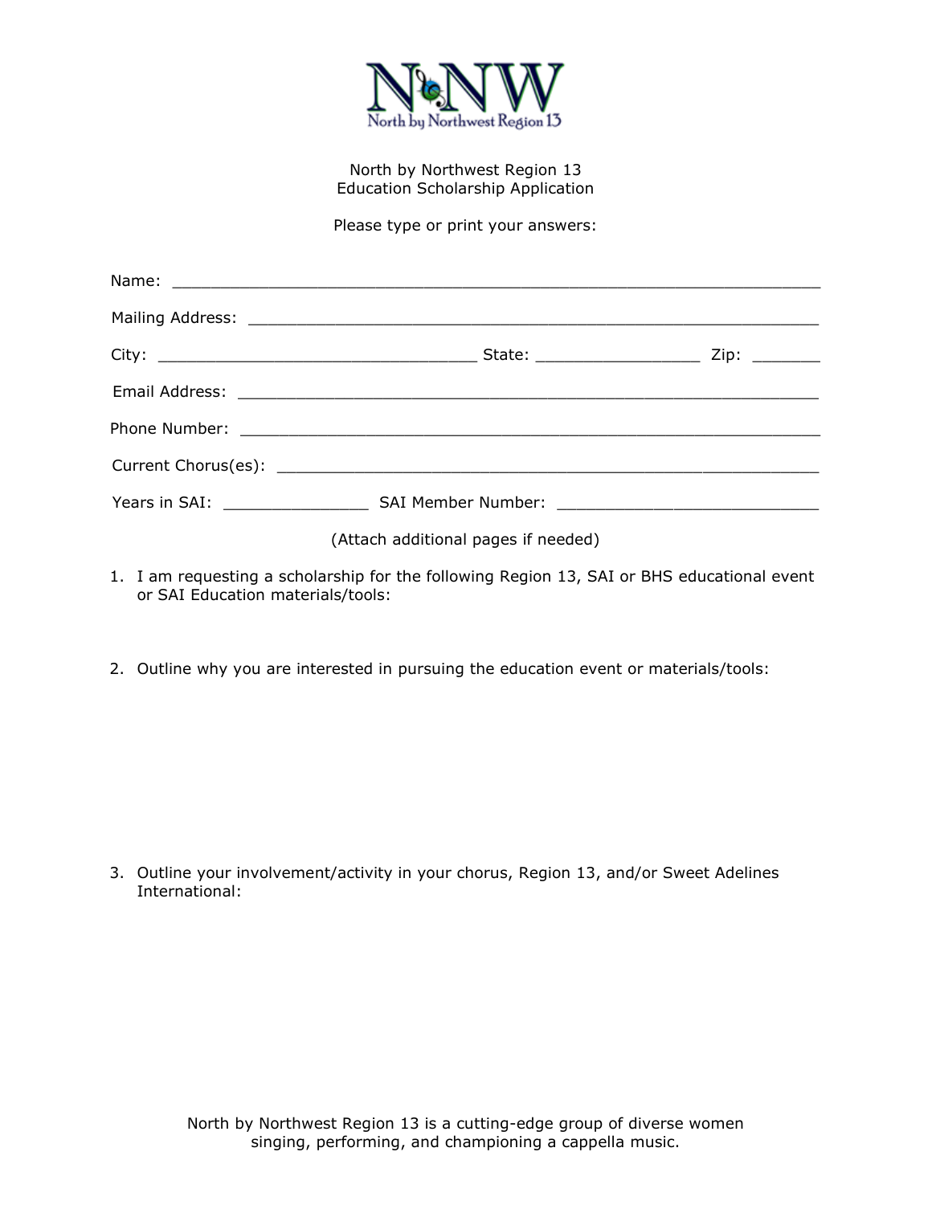North by Northwest Region 13
Education Scholarship Application

Please type or print your answers:

Name: ______________________________________________________________________

Mailing Address: ______________________________________________________________

City: _________________________________ State: _________________ Zip: _______

Email Address: _______________________________________________________________

Phone Number: _______________________________________________________________

Current Chorus(es): ___________________________________________________________

Years in SAI: _______________ SAI Member Number: ___________________________

(Attach additional pages if needed)

1. I am requesting a scholarship for the following Region 13, SAI or BHS educational event or SAI Education materials/tools:

2. Outline why you are interested in pursuing the education event or materials/tools:

3. Outline your involvement/activity in your chorus, Region 13, and/or Sweet Adelines International:

North by Northwest Region 13 is a cutting-edge group of diverse women singing, performing, and championing a cappella music.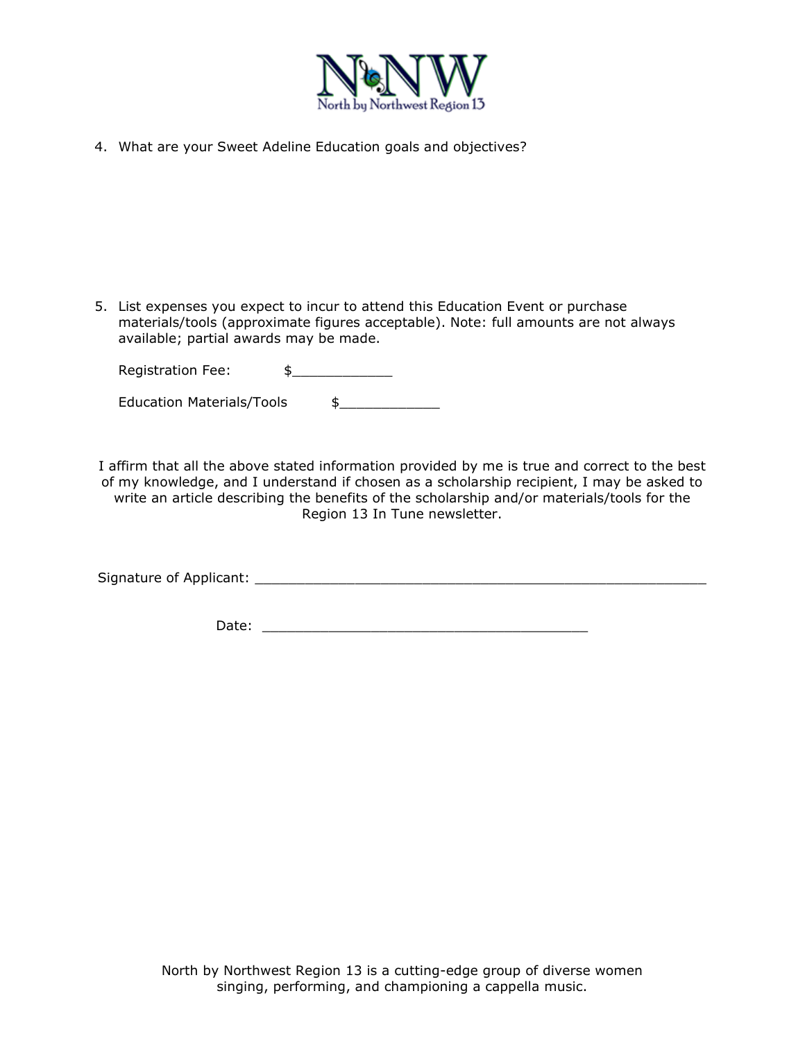4. What are your Sweet Adeline Education goals and objectives?

5. List expenses you expect to incur to attend this Education Event or purchase materials/tools (approximate figures acceptable). Note: full amounts are not always available; partial awards may be made.

   Registration Fee: $____________

   Education Materials/Tools $____________

I affirm that all the above stated information provided by me is true and correct to the best of my knowledge, and I understand if chosen as a scholarship recipient, I may be asked to write an article describing the benefits of the scholarship and/or materials/tools for the Region 13 In Tune newsletter.

Signature of Applicant: ________________________________________________________

Date: ________________________________________

North by Northwest Region 13 is a cutting-edge group of diverse women singing, performing, and championing a cappella music.